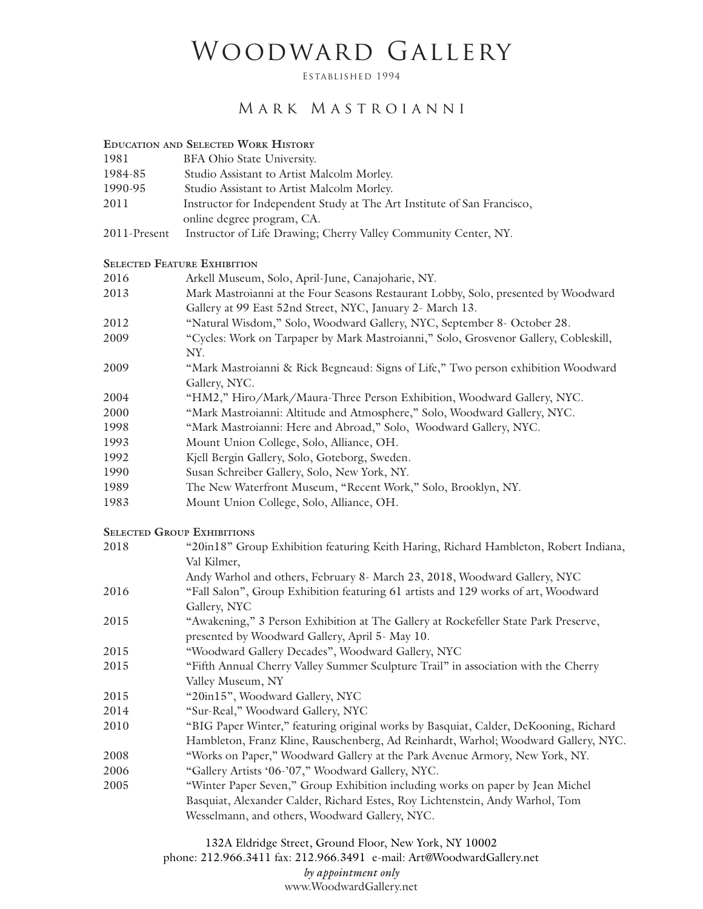# Woodward Gallery

Established 1994

## Mark Mastroianni

### Education and Selected Work History

| | |
|---|---|
| 1981 | BFA Ohio State University. |
| 1984-85 | Studio Assistant to Artist Malcolm Morley. |
| 1990-95 | Studio Assistant to Artist Malcolm Morley. |
| 2011 | Instructor for Independent Study at The Art Institute of San Francisco, online degree program, CA. |
| 2011-Present | Instructor of Life Drawing; Cherry Valley Community Center, NY. |

### Selected Feature Exhibition

| | |
|---|---|
| 2016 | Arkell Museum, Solo, April-June, Canajoharie, NY. |
| 2013 | Mark Mastroianni at the Four Seasons Restaurant Lobby, Solo, presented by Woodward Gallery at 99 East 52nd Street, NYC, January 2- March 13. |
| 2012 | "Natural Wisdom," Solo, Woodward Gallery, NYC, September 8- October 28. |
| 2009 | "Cycles: Work on Tarpaper by Mark Mastroianni," Solo, Grosvenor Gallery, Cobleskill, NY. |
| 2009 | "Mark Mastroianni & Rick Begneaud: Signs of Life," Two person exhibition Woodward Gallery, NYC. |
| 2004 | "HM2," Hiro/Mark/Maura-Three Person Exhibition, Woodward Gallery, NYC. |
| 2000 | "Mark Mastroianni: Altitude and Atmosphere," Solo, Woodward Gallery, NYC. |
| 1998 | "Mark Mastroianni: Here and Abroad," Solo, Woodward Gallery, NYC. |
| 1993 | Mount Union College, Solo, Alliance, OH. |
| 1992 | Kjell Bergin Gallery, Solo, Goteborg, Sweden. |
| 1990 | Susan Schreiber Gallery, Solo, New York, NY. |
| 1989 | The New Waterfront Museum, "Recent Work," Solo, Brooklyn, NY. |
| 1983 | Mount Union College, Solo, Alliance, OH. |

### Selected Group Exhibitions

| | |
|---|---|
| 2018 | "20in18" Group Exhibition featuring Keith Haring, Richard Hambleton, Robert Indiana, Val Kilmer, Andy Warhol and others, February 8- March 23, 2018, Woodward Gallery, NYC |
| 2016 | "Fall Salon", Group Exhibition featuring 61 artists and 129 works of art, Woodward Gallery, NYC |
| 2015 | "Awakening," 3 Person Exhibition at The Gallery at Rockefeller State Park Preserve, presented by Woodward Gallery, April 5- May 10. |
| 2015 | "Woodward Gallery Decades", Woodward Gallery, NYC |
| 2015 | "Fifth Annual Cherry Valley Summer Sculpture Trail" in association with the Cherry Valley Museum, NY |
| 2015 | "20in15", Woodward Gallery, NYC |
| 2014 | "Sur-Real," Woodward Gallery, NYC |
| 2010 | "BIG Paper Winter," featuring original works by Basquiat, Calder, DeKooning, Richard Hambleton, Franz Kline, Rauschenberg, Ad Reinhardt, Warhol; Woodward Gallery, NYC. |
| 2008 | "Works on Paper," Woodward Gallery at the Park Avenue Armory, New York, NY. |
| 2006 | "Gallery Artists '06-'07," Woodward Gallery, NYC. |
| 2005 | "Winter Paper Seven," Group Exhibition including works on paper by Jean Michel Basquiat, Alexander Calder, Richard Estes, Roy Lichtenstein, Andy Warhol, Tom Wesselmann, and others, Woodward Gallery, NYC. |

132A Eldridge Street, Ground Floor, New York, NY 10002
phone: 212.966.3411 fax: 212.966.3491 e-mail: Art@WoodwardGallery.net
*by appointment only*
www.WoodwardGallery.net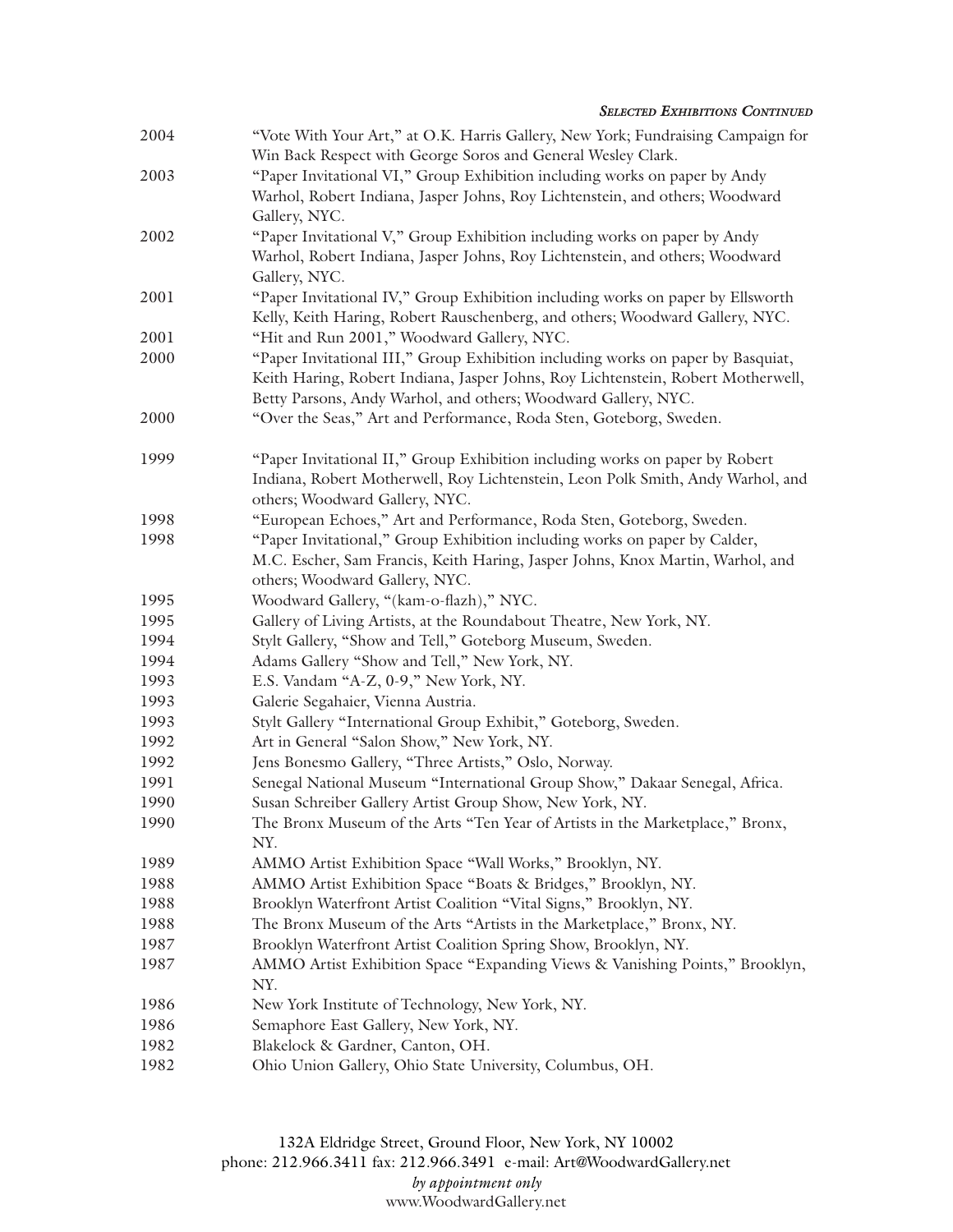*Selected Exhibitions Continued*

| | |
|---|---|
| 2004 | "Vote With Your Art," at O.K. Harris Gallery, New York; Fundraising Campaign for Win Back Respect with George Soros and General Wesley Clark. |
| 2003 | "Paper Invitational VI," Group Exhibition including works on paper by Andy Warhol, Robert Indiana, Jasper Johns, Roy Lichtenstein, and others; Woodward Gallery, NYC. |
| 2002 | "Paper Invitational V," Group Exhibition including works on paper by Andy Warhol, Robert Indiana, Jasper Johns, Roy Lichtenstein, and others; Woodward Gallery, NYC. |
| 2001 | "Paper Invitational IV," Group Exhibition including works on paper by Ellsworth Kelly, Keith Haring, Robert Rauschenberg, and others; Woodward Gallery, NYC. |
| 2001 | "Hit and Run 2001," Woodward Gallery, NYC. |
| 2000 | "Paper Invitational III," Group Exhibition including works on paper by Basquiat, Keith Haring, Robert Indiana, Jasper Johns, Roy Lichtenstein, Robert Motherwell, Betty Parsons, Andy Warhol, and others; Woodward Gallery, NYC. |
| 2000 | "Over the Seas," Art and Performance, Roda Sten, Goteborg, Sweden. |
| 1999 | "Paper Invitational II," Group Exhibition including works on paper by Robert Indiana, Robert Motherwell, Roy Lichtenstein, Leon Polk Smith, Andy Warhol, and others; Woodward Gallery, NYC. |
| 1998 | "European Echoes," Art and Performance, Roda Sten, Goteborg, Sweden. |
| 1998 | "Paper Invitational," Group Exhibition including works on paper by Calder, M.C. Escher, Sam Francis, Keith Haring, Jasper Johns, Knox Martin, Warhol, and others; Woodward Gallery, NYC. |
| 1995 | Woodward Gallery, "(kam-o-flazh)," NYC. |
| 1995 | Gallery of Living Artists, at the Roundabout Theatre, New York, NY. |
| 1994 | Stylt Gallery, "Show and Tell," Goteborg Museum, Sweden. |
| 1994 | Adams Gallery "Show and Tell," New York, NY. |
| 1993 | E.S. Vandam "A-Z, 0-9," New York, NY. |
| 1993 | Galerie Segahaier, Vienna Austria. |
| 1993 | Stylt Gallery "International Group Exhibit," Goteborg, Sweden. |
| 1992 | Art in General "Salon Show," New York, NY. |
| 1992 | Jens Bonesmo Gallery, "Three Artists," Oslo, Norway. |
| 1991 | Senegal National Museum "International Group Show," Dakaar Senegal, Africa. |
| 1990 | Susan Schreiber Gallery Artist Group Show, New York, NY. |
| 1990 | The Bronx Museum of the Arts "Ten Year of Artists in the Marketplace," Bronx, NY. |
| 1989 | AMMO Artist Exhibition Space "Wall Works," Brooklyn, NY. |
| 1988 | AMMO Artist Exhibition Space "Boats & Bridges," Brooklyn, NY. |
| 1988 | Brooklyn Waterfront Artist Coalition "Vital Signs," Brooklyn, NY. |
| 1988 | The Bronx Museum of the Arts "Artists in the Marketplace," Bronx, NY. |
| 1987 | Brooklyn Waterfront Artist Coalition Spring Show, Brooklyn, NY. |
| 1987 | AMMO Artist Exhibition Space "Expanding Views & Vanishing Points," Brooklyn, NY. |
| 1986 | New York Institute of Technology, New York, NY. |
| 1986 | Semaphore East Gallery, New York, NY. |
| 1982 | Blakelock & Gardner, Canton, OH. |
| 1982 | Ohio Union Gallery, Ohio State University, Columbus, OH. |

132A Eldridge Street, Ground Floor, New York, NY 10002
phone: 212.966.3411 fax: 212.966.3491 e-mail: Art@WoodwardGallery.net
*by appointment only*
www.WoodwardGallery.net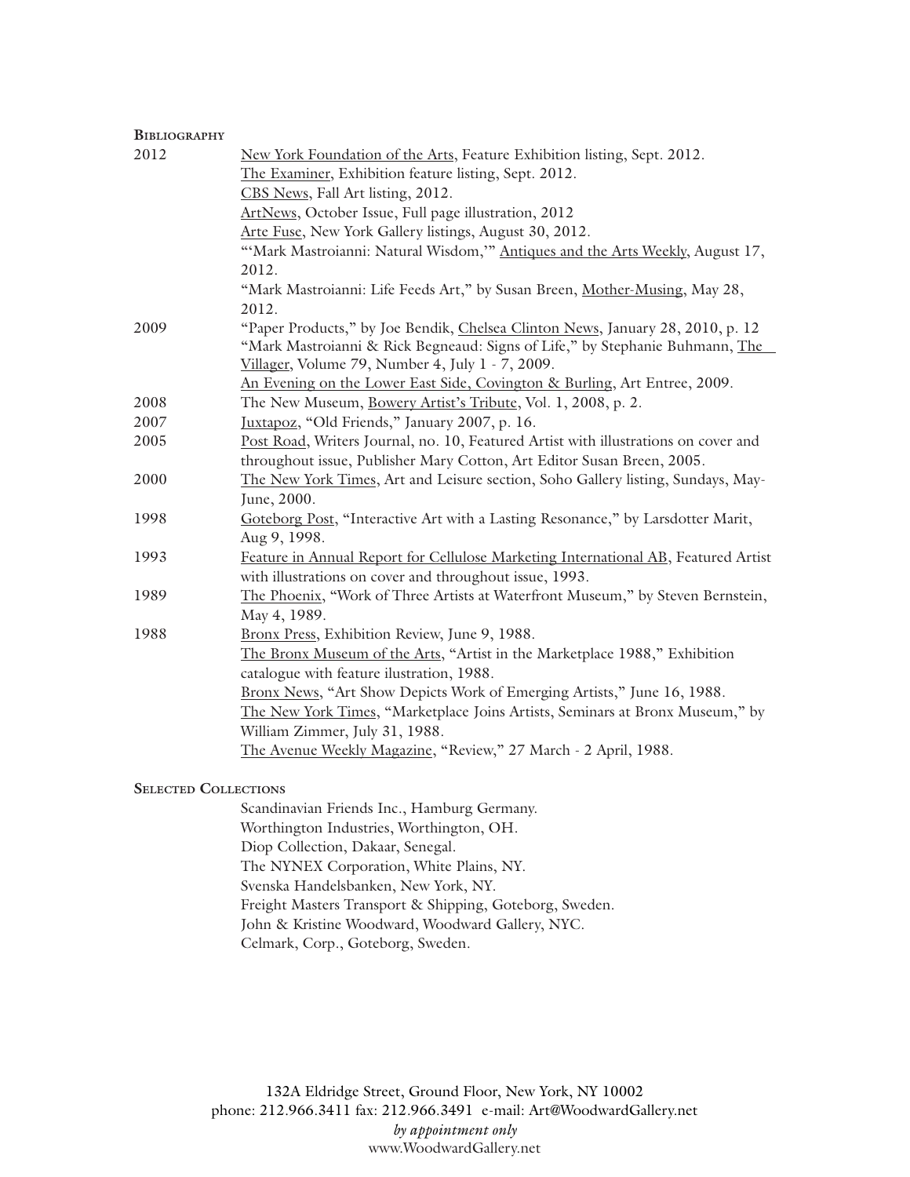## Bibliography

**2012**

New York Foundation of the Arts, Feature Exhibition listing, Sept. 2012.

The Examiner, Exhibition feature listing, Sept. 2012.

CBS News, Fall Art listing, 2012.

ArtNews, October Issue, Full page illustration, 2012

Arte Fuse, New York Gallery listings, August 30, 2012.

"'Mark Mastroianni: Natural Wisdom,'" Antiques and the Arts Weekly, August 17, 2012.

"Mark Mastroianni: Life Feeds Art," by Susan Breen, Mother-Musing, May 28, 2012.

**2009**

"Paper Products," by Joe Bendik, Chelsea Clinton News, January 28, 2010, p. 12

"Mark Mastroianni & Rick Begneaud: Signs of Life," by Stephanie Buhmann, The Villager, Volume 79, Number 4, July 1 - 7, 2009.

An Evening on the Lower East Side, Covington & Burling, Art Entree, 2009.

**2008**

The New Museum, Bowery Artist's Tribute, Vol. 1, 2008, p. 2.

**2007**

Juxtapoz, "Old Friends," January 2007, p. 16.

**2005**

Post Road, Writers Journal, no. 10, Featured Artist with illustrations on cover and throughout issue, Publisher Mary Cotton, Art Editor Susan Breen, 2005.

**2000**

The New York Times, Art and Leisure section, Soho Gallery listing, Sundays, May-June, 2000.

**1998**

Goteborg Post, "Interactive Art with a Lasting Resonance," by Larsdotter Marit, Aug 9, 1998.

**1993**

Feature in Annual Report for Cellulose Marketing International AB, Featured Artist with illustrations on cover and throughout issue, 1993.

**1989**

The Phoenix, "Work of Three Artists at Waterfront Museum," by Steven Bernstein, May 4, 1989.

**1988**

Bronx Press, Exhibition Review, June 9, 1988.

The Bronx Museum of the Arts, "Artist in the Marketplace 1988," Exhibition catalogue with feature ilustration, 1988.

Bronx News, "Art Show Depicts Work of Emerging Artists," June 16, 1988.

The New York Times, "Marketplace Joins Artists, Seminars at Bronx Museum," by William Zimmer, July 31, 1988.

The Avenue Weekly Magazine, "Review," 27 March - 2 April, 1988.

## Selected Collections

Scandinavian Friends Inc., Hamburg Germany.
Worthington Industries, Worthington, OH.
Diop Collection, Dakaar, Senegal.
The NYNEX Corporation, White Plains, NY.
Svenska Handelsbanken, New York, NY.
Freight Masters Transport & Shipping, Goteborg, Sweden.
John & Kristine Woodward, Woodward Gallery, NYC.
Celmark, Corp., Goteborg, Sweden.

132A Eldridge Street, Ground Floor, New York, NY 10002
phone: 212.966.3411 fax: 212.966.3491 e-mail: Art@WoodwardGallery.net
*by appointment only*
www.WoodwardGallery.net